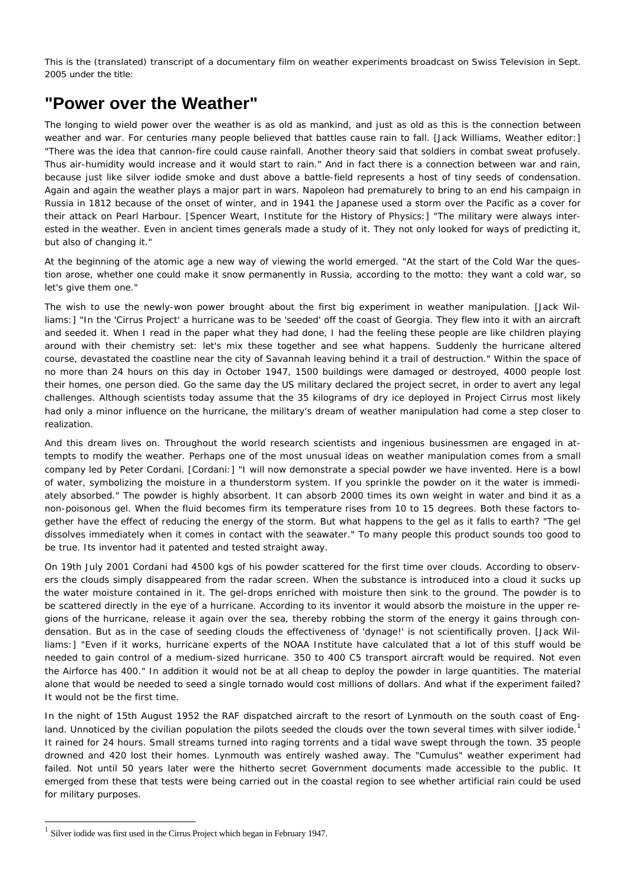This is the (translated) transcript of a documentary film on weather experiments broadcast on Swiss Television in Sept. 2005 under the title:

# "Power over the Weather"

The longing to wield power over the weather is as old as mankind, and just as old as this is the connection between weather and war. For centuries many people believed that battles cause rain to fall. [Jack Williams, Weather editor:] "There was the idea that cannon-fire could cause rainfall. Another theory said that soldiers in combat sweat profusely. Thus air-humidity would increase and it would start to rain." And in fact there is a connection between war and rain, because just like silver iodide smoke and dust above a battle-field represents a host of tiny seeds of condensation. Again and again the weather plays a major part in wars. Napoleon had prematurely to bring to an end his campaign in Russia in 1812 because of the onset of winter, and in 1941 the Japanese used a storm over the Pacific as a cover for their attack on Pearl Harbour. [Spencer Weart, Institute for the History of Physics:] "The military were always interested in the weather. Even in ancient times generals made a study of it. They not only looked for ways of predicting it, but also of changing it."

At the beginning of the atomic age a new way of viewing the world emerged. "At the start of the Cold War the question arose, whether one could make it snow permanently in Russia, according to the motto: they want a cold war, so let's give them one."

The wish to use the newly-won power brought about the first big experiment in weather manipulation. [Jack Williams:] "In the 'Cirrus Project' a hurricane was to be 'seeded' off the coast of Georgia. They flew into it with an aircraft and seeded it. When I read in the paper what they had done, I had the feeling these people are like children playing around with their chemistry set: let's mix these together and see what happens. Suddenly the hurricane altered course, devastated the coastline near the city of Savannah leaving behind it a trail of destruction." Within the space of no more than 24 hours on this day in October 1947, 1500 buildings were damaged or destroyed, 4000 people lost their homes, one person died. Go the same day the US military declared the project secret, in order to avert any legal challenges. Although scientists today assume that the 35 kilograms of dry ice deployed in Project Cirrus most likely had only a minor influence on the hurricane, the military's dream of weather manipulation had come a step closer to realization.

And this dream lives on. Throughout the world research scientists and ingenious businessmen are engaged in attempts to modify the weather. Perhaps one of the most unusual ideas on weather manipulation comes from a small company led by Peter Cordani. [Cordani:] "I will now demonstrate a special powder we have invented. Here is a bowl of water, symbolizing the moisture in a thunderstorm system. If you sprinkle the powder on it the water is immediately absorbed." The powder is highly absorbent. It can absorb 2000 times its own weight in water and bind it as a non-poisonous gel. When the fluid becomes firm its temperature rises from 10 to 15 degrees. Both these factors together have the effect of reducing the energy of the storm. But what happens to the gel as it falls to earth? "The gel dissolves immediately when it comes in contact with the seawater." To many people this product sounds too good to be true. Its inventor had it patented and tested straight away.

On 19th July 2001 Cordani had 4500 kgs of his powder scattered for the first time over clouds. According to observers the clouds simply disappeared from the radar screen. When the substance is introduced into a cloud it sucks up the water moisture contained in it. The gel-drops enriched with moisture then sink to the ground. The powder is to be scattered directly in the eye of a hurricane. According to its inventor it would absorb the moisture in the upper regions of the hurricane, release it again over the sea, thereby robbing the storm of the energy it gains through condensation. But as in the case of seeding clouds the effectiveness of 'dynage!' is not scientifically proven. [Jack Williams:] "Even if it works, hurricane experts of the NOAA Institute have calculated that a lot of this stuff would be needed to gain control of a medium-sized hurricane. 350 to 400 C5 transport aircraft would be required. Not even the Airforce has 400." In addition it would not be at all cheap to deploy the powder in large quantities. The material alone that would be needed to seed a single tornado would cost millions of dollars. And what if the experiment failed? It would not be the first time.

In the night of 15th August 1952 the RAF dispatched aircraft to the resort of Lynmouth on the south coast of England. Unnoticed by the civilian population the pilots seeded the clouds over the town several times with silver iodide.[1] It rained for 24 hours. Small streams turned into raging torrents and a tidal wave swept through the town. 35 people drowned and 420 lost their homes. Lynmouth was entirely washed away. The "Cumulus" weather experiment had failed. Not until 50 years later were the hitherto secret Government documents made accessible to the public. It emerged from these that tests were being carried out in the coastal region to see whether artificial rain could be used for military purposes.

---

[1] Silver iodide was first used in the Cirrus Project which began in February 1947.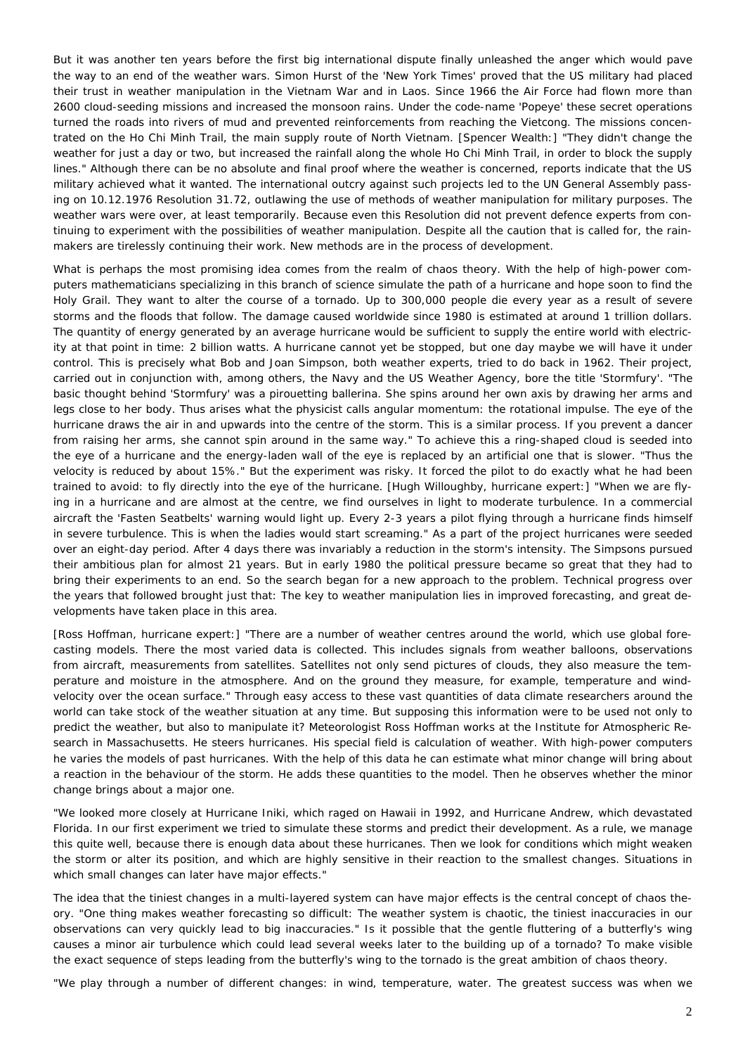But it was another ten years before the first big international dispute finally unleashed the anger which would pave the way to an end of the weather wars. Simon Hurst of the 'New York Times' proved that the US military had placed their trust in weather manipulation in the Vietnam War and in Laos. Since 1966 the Air Force had flown more than 2600 cloud-seeding missions and increased the monsoon rains. Under the code-name 'Popeye' these secret operations turned the roads into rivers of mud and prevented reinforcements from reaching the Vietcong. The missions concentrated on the Ho Chi Minh Trail, the main supply route of North Vietnam. [Spencer Wealth:] "They didn't change the weather for just a day or two, but increased the rainfall along the whole Ho Chi Minh Trail, in order to block the supply lines." Although there can be no absolute and final proof where the weather is concerned, reports indicate that the US military achieved what it wanted. The international outcry against such projects led to the UN General Assembly passing on 10.12.1976 Resolution 31.72, outlawing the use of methods of weather manipulation for military purposes. The weather wars were over, at least temporarily. Because even this Resolution did not prevent defence experts from continuing to experiment with the possibilities of weather manipulation. Despite all the caution that is called for, the rain-makers are tirelessly continuing their work. New methods are in the process of development.

What is perhaps the most promising idea comes from the realm of chaos theory. With the help of high-power computers mathematicians specializing in this branch of science simulate the path of a hurricane and hope soon to find the Holy Grail. They want to alter the course of a tornado. Up to 300,000 people die every year as a result of severe storms and the floods that follow. The damage caused worldwide since 1980 is estimated at around 1 trillion dollars. The quantity of energy generated by an average hurricane would be sufficient to supply the entire world with electricity at that point in time: 2 billion watts. A hurricane cannot yet be stopped, but one day maybe we will have it under control. This is precisely what Bob and Joan Simpson, both weather experts, tried to do back in 1962. Their project, carried out in conjunction with, among others, the Navy and the US Weather Agency, bore the title 'Stormfury'. "The basic thought behind 'Stormfury' was a pirouetting ballerina. She spins around her own axis by drawing her arms and legs close to her body. Thus arises what the physicist calls angular momentum: the rotational impulse. The eye of the hurricane draws the air in and upwards into the centre of the storm. This is a similar process. If you prevent a dancer from raising her arms, she cannot spin around in the same way." To achieve this a ring-shaped cloud is seeded into the eye of a hurricane and the energy-laden wall of the eye is replaced by an artificial one that is slower. "Thus the velocity is reduced by about 15%." But the experiment was risky. It forced the pilot to do exactly what he had been trained to avoid: to fly directly into the eye of the hurricane. [Hugh Willoughby, hurricane expert:] "When we are flying in a hurricane and are almost at the centre, we find ourselves in light to moderate turbulence. In a commercial aircraft the 'Fasten Seatbelts' warning would light up. Every 2-3 years a pilot flying through a hurricane finds himself in severe turbulence. This is when the ladies would start screaming." As a part of the project hurricanes were seeded over an eight-day period. After 4 days there was invariably a reduction in the storm's intensity. The Simpsons pursued their ambitious plan for almost 21 years. But in early 1980 the political pressure became so great that they had to bring their experiments to an end. So the search began for a new approach to the problem. Technical progress over the years that followed brought just that: The key to weather manipulation lies in improved forecasting, and great developments have taken place in this area.

[Ross Hoffman, hurricane expert:] "There are a number of weather centres around the world, which use global forecasting models. There the most varied data is collected. This includes signals from weather balloons, observations from aircraft, measurements from satellites. Satellites not only send pictures of clouds, they also measure the temperature and moisture in the atmosphere. And on the ground they measure, for example, temperature and wind-velocity over the ocean surface." Through easy access to these vast quantities of data climate researchers around the world can take stock of the weather situation at any time. But supposing this information were to be used not only to predict the weather, but also to manipulate it? Meteorologist Ross Hoffman works at the Institute for Atmospheric Research in Massachusetts. He steers hurricanes. His special field is calculation of weather. With high-power computers he varies the models of past hurricanes. With the help of this data he can estimate what minor change will bring about a reaction in the behaviour of the storm. He adds these quantities to the model. Then he observes whether the minor change brings about a major one.

"We looked more closely at Hurricane Iniki, which raged on Hawaii in 1992, and Hurricane Andrew, which devastated Florida. In our first experiment we tried to simulate these storms and predict their development. As a rule, we manage this quite well, because there is enough data about these hurricanes. Then we look for conditions which might weaken the storm or alter its position, and which are highly sensitive in their reaction to the smallest changes. Situations in which small changes can later have major effects."

The idea that the tiniest changes in a multi-layered system can have major effects is the central concept of chaos theory. "One thing makes weather forecasting so difficult: The weather system is chaotic, the tiniest inaccuracies in our observations can very quickly lead to big inaccuracies." Is it possible that the gentle fluttering of a butterfly's wing causes a minor air turbulence which could lead several weeks later to the building up of a tornado? To make visible the exact sequence of steps leading from the butterfly's wing to the tornado is the great ambition of chaos theory.

"We play through a number of different changes: in wind, temperature, water. The greatest success was when we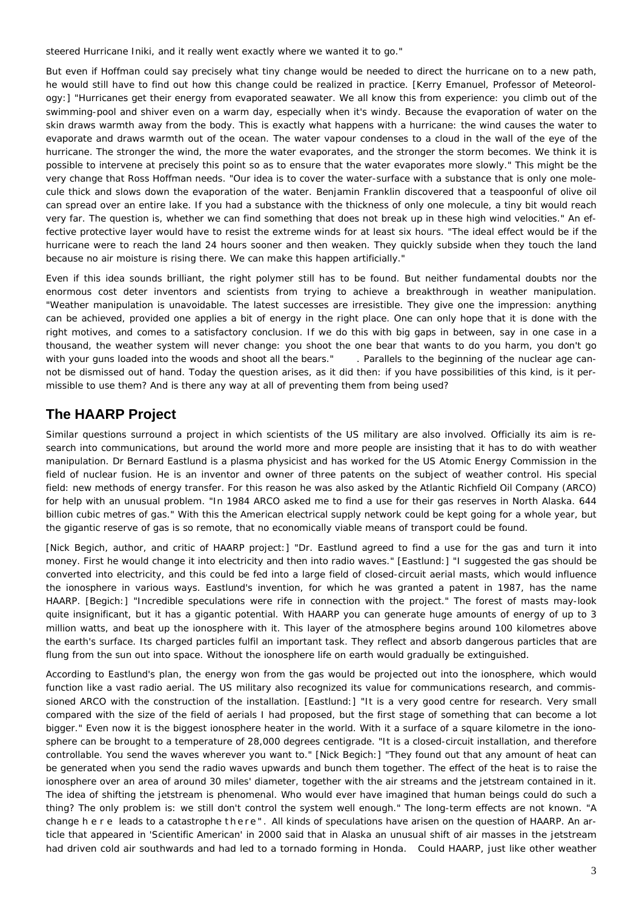steered Hurricane Iniki, and it really went exactly where we wanted it to go."

But even if Hoffman could say precisely what tiny change would be needed to direct the hurricane on to a new path, he would still have to find out how this change could be realized in practice. [Kerry Emanuel, Professor of Meteorology:] "Hurricanes get their energy from evaporated seawater. We all know this from experience: you climb out of the swimming-pool and shiver even on a warm day, especially when it's windy. Because the evaporation of water on the skin draws warmth away from the body. This is exactly what happens with a hurricane: the wind causes the water to evaporate and draws warmth out of the ocean. The water vapour condenses to a cloud in the wall of the eye of the hurricane. The stronger the wind, the more the water evaporates, and the stronger the storm becomes. We think it is possible to intervene at precisely this point so as to ensure that the water evaporates more slowly." This might be the very change that Ross Hoffman needs. "Our idea is to cover the water-surface with a substance that is only one molecule thick and slows down the evaporation of the water. Benjamin Franklin discovered that a teaspoonful of olive oil can spread over an entire lake. If you had a substance with the thickness of only one molecule, a tiny bit would reach very far. The question is, whether we can find something that does not break up in these high wind velocities." An effective protective layer would have to resist the extreme winds for at least six hours. "The ideal effect would be if the hurricane were to reach the land 24 hours sooner and then weaken. They quickly subside when they touch the land because no air moisture is rising there. We can make this happen artificially."

Even if this idea sounds brilliant, the right polymer still has to be found. But neither fundamental doubts nor the enormous cost deter inventors and scientists from trying to achieve a breakthrough in weather manipulation. "Weather manipulation is unavoidable. The latest successes are irresistible. They give one the impression: anything can be achieved, provided one applies a bit of energy in the right place. One can only hope that it is done with the right motives, and comes to a satisfactory conclusion. If we do this with big gaps in between, say in one case in a thousand, the weather system will never change: you shoot the one bear that wants to do you harm, you don't go with your guns loaded into the woods and shoot all the bears." . Parallels to the beginning of the nuclear age cannot be dismissed out of hand. Today the question arises, as it did then: if you have possibilities of this kind, is it permissible to use them? And is there any way at all of preventing them from being used?

## The HAARP Project

Similar questions surround a project in which scientists of the US military are also involved. Officially its aim is research into communications, but around the world more and more people are insisting that it has to do with weather manipulation. Dr Bernard Eastlund is a plasma physicist and has worked for the US Atomic Energy Commission in the field of nuclear fusion. He is an inventor and owner of three patents on the subject of weather control. His special field: new methods of energy transfer. For this reason he was also asked by the Atlantic Richfield Oil Company (ARCO) for help with an unusual problem. "In 1984 ARCO asked me to find a use for their gas reserves in North Alaska. 644 billion cubic metres of gas." With this the American electrical supply network could be kept going for a whole year, but the gigantic reserve of gas is so remote, that no economically viable means of transport could be found.

[Nick Begich, author, and critic of HAARP project:] "Dr. Eastlund agreed to find a use for the gas and turn it into money. First he would change it into electricity and then into radio waves." [Eastlund:] "I suggested the gas should be converted into electricity, and this could be fed into a large field of closed-circuit aerial masts, which would influence the ionosphere in various ways. Eastlund's invention, for which he was granted a patent in 1987, has the name HAARP. [Begich:] "Incredible speculations were rife in connection with the project." The forest of masts may-look quite insignificant, but it has a gigantic potential. With HAARP you can generate huge amounts of energy of up to 3 million watts, and beat up the ionosphere with it. This layer of the atmosphere begins around 100 kilometres above the earth's surface. Its charged particles fulfil an important task. They reflect and absorb dangerous particles that are flung from the sun out into space. Without the ionosphere life on earth would gradually be extinguished.

According to Eastlund's plan, the energy won from the gas would be projected out into the ionosphere, which would function like a vast radio aerial. The US military also recognized its value for communications research, and commissioned ARCO with the construction of the installation. [Eastlund:] "It is a very good centre for research. Very small compared with the size of the field of aerials I had proposed, but the first stage of something that can become a lot bigger." Even now it is the biggest ionosphere heater in the world. With it a surface of a square kilometre in the ionosphere can be brought to a temperature of 28,000 degrees centigrade. "It is a closed-circuit installation, and therefore controllable. You send the waves wherever you want to." [Nick Begich:] "They found out that any amount of heat can be generated when you send the radio waves upwards and bunch them together. The effect of the heat is to raise the ionosphere over an area of around 30 miles' diameter, together with the air streams and the jetstream contained in it. The idea of shifting the jetstream is phenomenal. Who would ever have imagined that human beings could do such a thing? The only problem is: we still don't control the system well enough." The long-term effects are not known. "A change h e r e leads to a catastrophe t h e r e". All kinds of speculations have arisen on the question of HAARP. An article that appeared in 'Scientific American' in 2000 said that in Alaska an unusual shift of air masses in the jetstream had driven cold air southwards and had led to a tornado forming in Honda. Could HAARP, just like other weather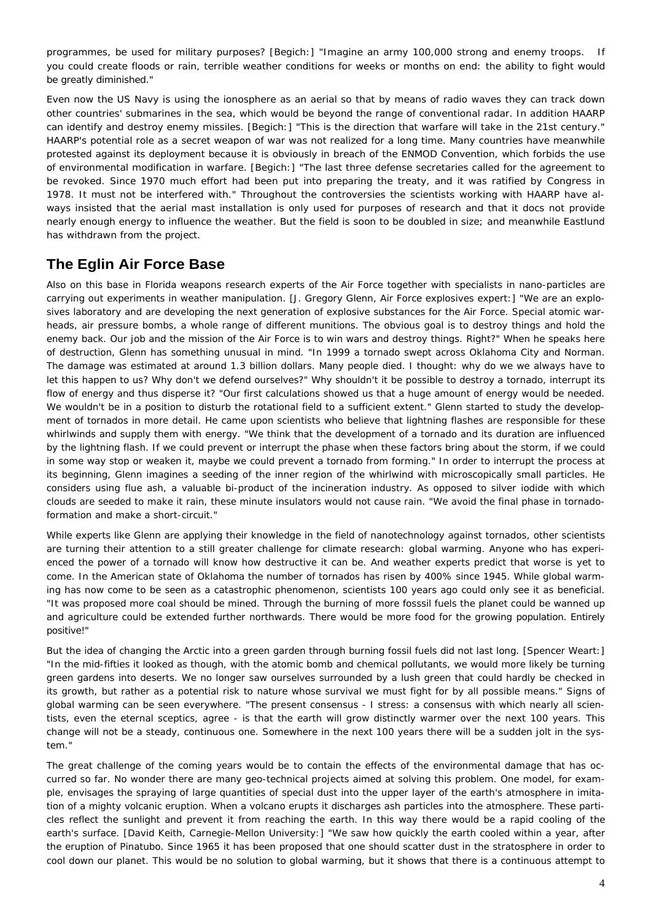programmes, be used for military purposes? [Begich:] "Imagine an army 100,000 strong and enemy troops. If you could create floods or rain, terrible weather conditions for weeks or months on end: the ability to fight would be greatly diminished."

Even now the US Navy is using the ionosphere as an aerial so that by means of radio waves they can track down other countries' submarines in the sea, which would be beyond the range of conventional radar. In addition HAARP can identify and destroy enemy missiles. [Begich:] "This is the direction that warfare will take in the 21st century." HAARP's potential role as a secret weapon of war was not realized for a long time. Many countries have meanwhile protested against its deployment because it is obviously in breach of the ENMOD Convention, which forbids the use of environmental modification in warfare. [Begich:] "The last three defense secretaries called for the agreement to be revoked. Since 1970 much effort had been put into preparing the treaty, and it was ratified by Congress in 1978. It must not be interfered with." Throughout the controversies the scientists working with HAARP have always insisted that the aerial mast installation is only used for purposes of research and that it docs not provide nearly enough energy to influence the weather. But the field is soon to be doubled in size; and meanwhile Eastlund has withdrawn from the project.

## The Eglin Air Force Base

Also on this base in Florida weapons research experts of the Air Force together with specialists in nano-particles are carrying out experiments in weather manipulation. [J. Gregory Glenn, Air Force explosives expert:] "We are an explosives laboratory and are developing the next generation of explosive substances for the Air Force. Special atomic warheads, air pressure bombs, a whole range of different munitions. The obvious goal is to destroy things and hold the enemy back. Our job and the mission of the Air Force is to win wars and destroy things. Right?" When he speaks here of destruction, Glenn has something unusual in mind. "In 1999 a tornado swept across Oklahoma City and Norman. The damage was estimated at around 1.3 billion dollars. Many people died. I thought: why do we always have to let this happen to us? Why don't we defend ourselves?" Why shouldn't it be possible to destroy a tornado, interrupt its flow of energy and thus disperse it? "Our first calculations showed us that a huge amount of energy would be needed. We wouldn't be in a position to disturb the rotational field to a sufficient extent." Glenn started to study the development of tornados in more detail. He came upon scientists who believe that lightning flashes are responsible for these whirlwinds and supply them with energy. "We think that the development of a tornado and its duration are influenced by the lightning flash. If we could prevent or interrupt the phase when these factors bring about the storm, if we could in some way stop or weaken it, maybe we could prevent a tornado from forming." In order to interrupt the process at its beginning, Glenn imagines a seeding of the inner region of the whirlwind with microscopically small particles. He considers using flue ash, a valuable bi-product of the incineration industry. As opposed to silver iodide with which clouds are seeded to make it rain, these minute insulators would not cause rain. "We avoid the final phase in tornado-formation and make a short-circuit."

While experts like Glenn are applying their knowledge in the field of nanotechnology against tornados, other scientists are turning their attention to a still greater challenge for climate research: global warming. Anyone who has experienced the power of a tornado will know how destructive it can be. And weather experts predict that worse is yet to come. In the American state of Oklahoma the number of tornados has risen by 400% since 1945. While global warming has now come to be seen as a catastrophic phenomenon, scientists 100 years ago could only see it as beneficial. "It was proposed more coal should be mined. Through the burning of more fosssil fuels the planet could be wanned up and agriculture could be extended further northwards. There would be more food for the growing population. Entirely positive!"

But the idea of changing the Arctic into a green garden through burning fossil fuels did not last long. [Spencer Weart:] "In the mid-fifties it looked as though, with the atomic bomb and chemical pollutants, we would more likely be turning green gardens into deserts. We no longer saw ourselves surrounded by a lush green that could hardly be checked in its growth, but rather as a potential risk to nature whose survival we must fight for by all possible means." Signs of global warming can be seen everywhere. "The present consensus - I stress: a consensus with which nearly all scientists, even the eternal sceptics, agree - is that the earth will grow distinctly warmer over the next 100 years. This change will not be a steady, continuous one. Somewhere in the next 100 years there will be a sudden jolt in the system."

The great challenge of the coming years would be to contain the effects of the environmental damage that has occurred so far. No wonder there are many geo-technical projects aimed at solving this problem. One model, for example, envisages the spraying of large quantities of special dust into the upper layer of the earth's atmosphere in imitation of a mighty volcanic eruption. When a volcano erupts it discharges ash particles into the atmosphere. These particles reflect the sunlight and prevent it from reaching the earth. In this way there would be a rapid cooling of the earth's surface. [David Keith, Carnegie-Mellon University:] "We saw how quickly the earth cooled within a year, after the eruption of Pinatubo. Since 1965 it has been proposed that one should scatter dust in the stratosphere in order to cool down our planet. This would be no solution to global warming, but it shows that there is a continuous attempt to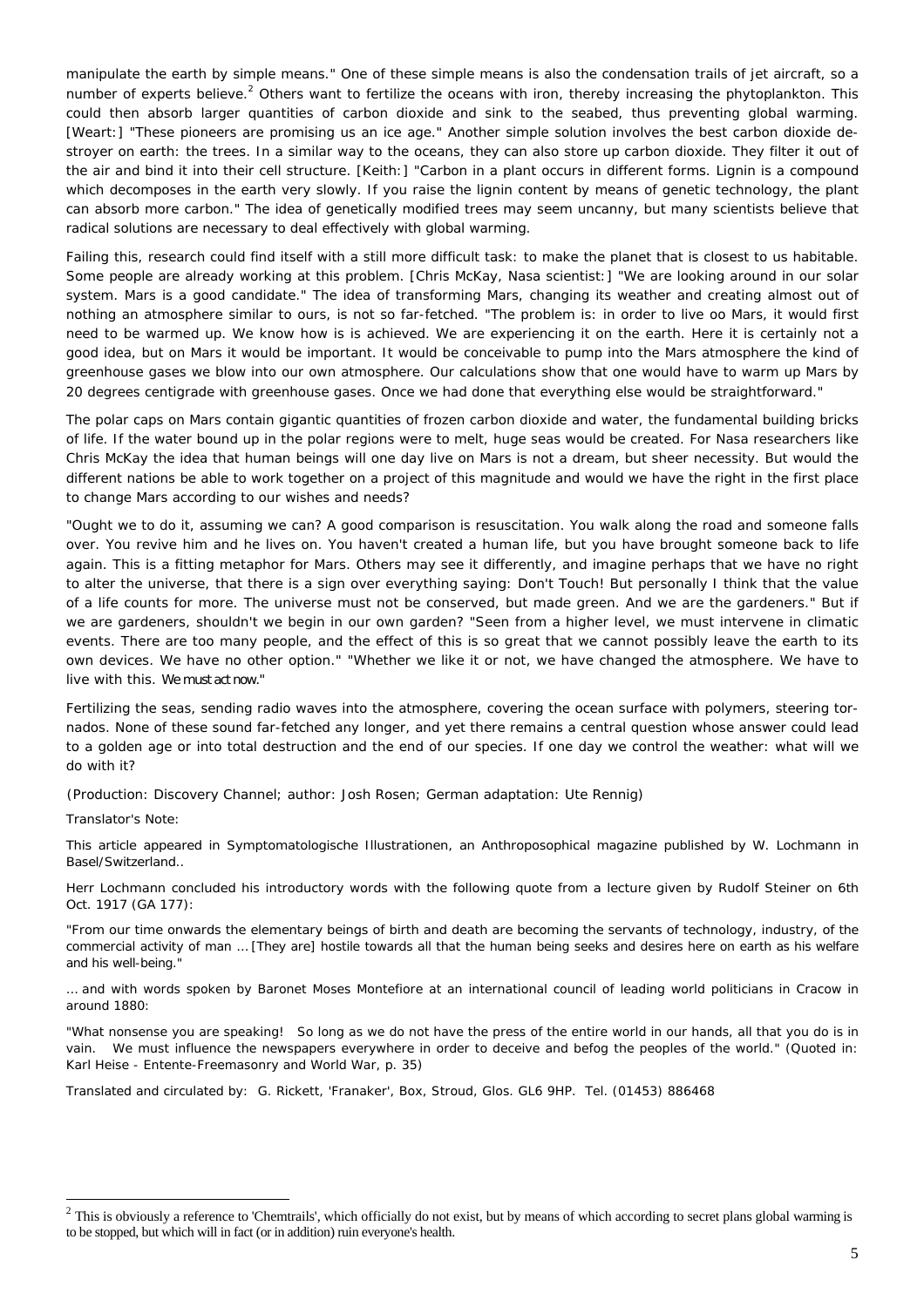manipulate the earth by simple means." One of these simple means is also the condensation trails of jet aircraft, so a number of experts believe.[2] Others want to fertilize the oceans with iron, thereby increasing the phytoplankton. This could then absorb larger quantities of carbon dioxide and sink to the seabed, thus preventing global warming. [Weart:] "These pioneers are promising us an ice age." Another simple solution involves the best carbon dioxide destroyer on earth: the trees. In a similar way to the oceans, they can also store up carbon dioxide. They filter it out of the air and bind it into their cell structure. [Keith:] "Carbon in a plant occurs in different forms. Lignin is a compound which decomposes in the earth very slowly. If you raise the lignin content by means of genetic technology, the plant can absorb more carbon." The idea of genetically modified trees may seem uncanny, but many scientists believe that radical solutions are necessary to deal effectively with global warming.

Failing this, research could find itself with a still more difficult task: to make the planet that is closest to us habitable. Some people are already working at this problem. [Chris McKay, Nasa scientist:] "We are looking around in our solar system. Mars is a good candidate." The idea of transforming Mars, changing its weather and creating almost out of nothing an atmosphere similar to ours, is not so far-fetched. "The problem is: in order to live oo Mars, it would first need to be warmed up. We know how is is achieved. We are experiencing it on the earth. Here it is certainly not a good idea, but on Mars it would be important. It would be conceivable to pump into the Mars atmosphere the kind of greenhouse gases we blow into our own atmosphere. Our calculations show that one would have to warm up Mars by 20 degrees centigrade with greenhouse gases. Once we had done that everything else would be straightforward."

The polar caps on Mars contain gigantic quantities of frozen carbon dioxide and water, the fundamental building bricks of life. If the water bound up in the polar regions were to melt, huge seas would be created. For Nasa researchers like Chris McKay the idea that human beings will one day live on Mars is not a dream, but sheer necessity. But would the different nations be able to work together on a project of this magnitude and would we have the right in the first place to change Mars according to our wishes and needs?

"Ought we to do it, assuming we can? A good comparison is resuscitation. You walk along the road and someone falls over. You revive him and he lives on. You haven't created a human life, but you have brought someone back to life again. This is a fitting metaphor for Mars. Others may see it differently, and imagine perhaps that we have no right to alter the universe, that there is a sign over everything saying: Don't Touch! But personally I think that the value of a life counts for more. The universe must not be conserved, but made green. And we are the gardeners." But if we are gardeners, shouldn't we begin in our own garden? "Seen from a higher level, we must intervene in climatic events. There are too many people, and the effect of this is so great that we cannot possibly leave the earth to its own devices. We have no other option." "Whether we like it or not, we have changed the atmosphere. We have to live with this. We must act now."

Fertilizing the seas, sending radio waves into the atmosphere, covering the ocean surface with polymers, steering tornados. None of these sound far-fetched any longer, and yet there remains a central question whose answer could lead to a golden age or into total destruction and the end of our species. If one day we control the weather: what will we do with it?

(Production: Discovery Channel; author: Josh Rosen; German adaptation: Ute Rennig)

Translator's Note:

This article appeared in Symptomatologische Illustrationen, an Anthroposophical magazine published by W. Lochmann in Basel/Switzerland..

Herr Lochmann concluded his introductory words with the following quote from a lecture given by Rudolf Steiner on 6th Oct. 1917 (GA 177):

"From our time onwards the elementary beings of birth and death are becoming the servants of technology, industry, of the commercial activity of man ... [They are] hostile towards all that the human being seeks and desires here on earth as his welfare and his well-being."

... and with words spoken by Baronet Moses Montefiore at an international council of leading world politicians in Cracow in around 1880:

"What nonsense you are speaking! So long as we do not have the press of the entire world in our hands, all that you do is in vain. We must influence the newspapers everywhere in order to deceive and befog the peoples of the world." (Quoted in: Karl Heise - Entente-Freemasonry and World War, p. 35)

Translated and circulated by: G. Rickett, 'Franaker', Box, Stroud, Glos. GL6 9HP. Tel. (01453) 886468

---

[2] This is obviously a reference to 'Chemtrails', which officially do not exist, but by means of which according to secret plans global warming is to be stopped, but which will in fact (or in addition) ruin everyone's health.